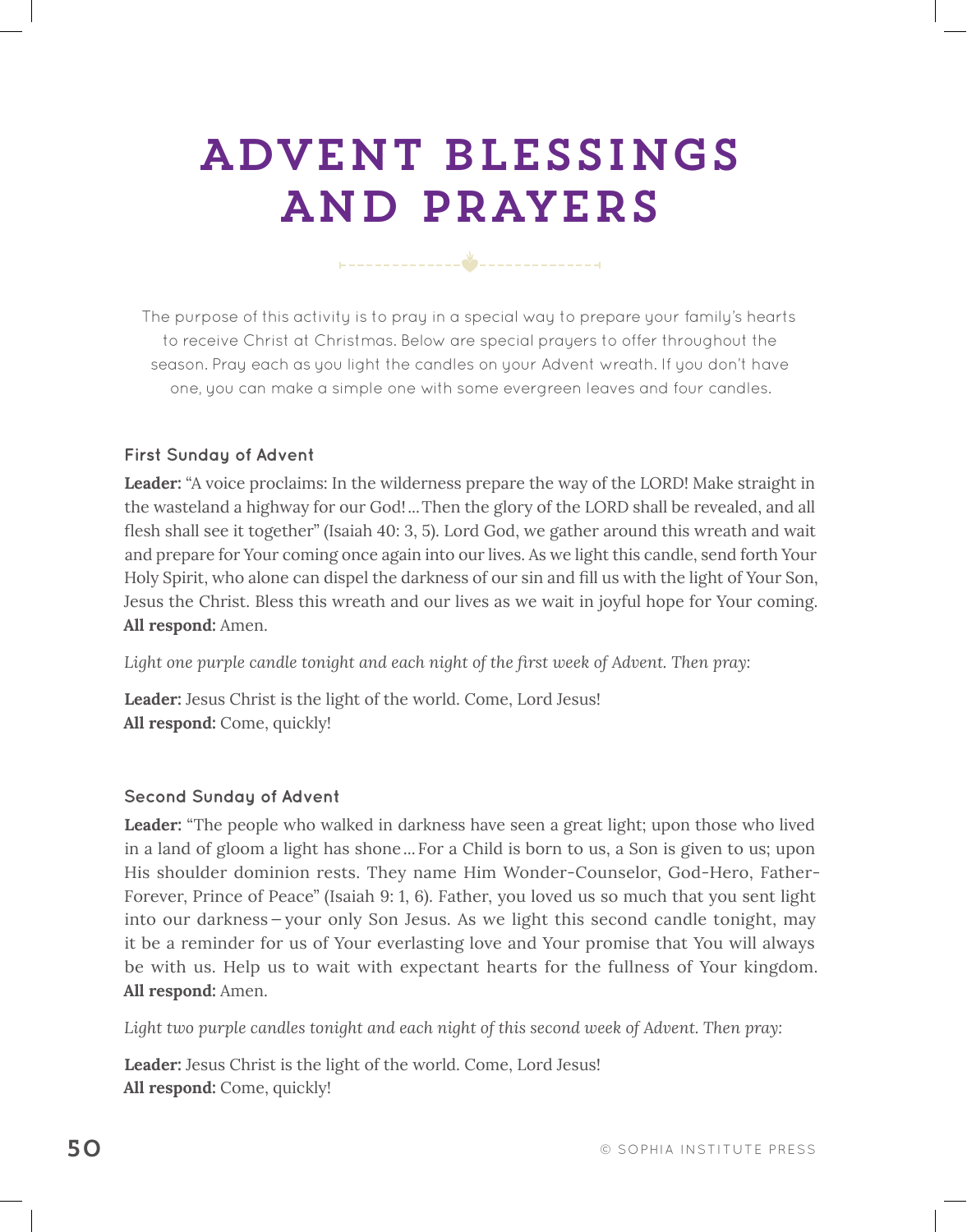# ADVENT BLESSINGS AND PRAYERS

The purpose of this activity is to pray in a special way to prepare your family's hearts to receive Christ at Christmas. Below are special prayers to offer throughout the season. Pray each as you light the candles on your Advent wreath. If you don't have one, you can make a simple one with some evergreen leaves and four candles.

### First Sunday of Advent

**Leader:** "A voice proclaims: In the wilderness prepare the way of the LORD! Make straight in the wasteland a highway for our God!… Then the glory of the LORD shall be revealed, and all flesh shall see it together" (Isaiah 40: 3, 5). Lord God, we gather around this wreath and wait and prepare for Your coming once again into our lives. As we light this candle, send forth Your Holy Spirit, who alone can dispel the darkness of our sin and fill us with the light of Your Son, Jesus the Christ. Bless this wreath and our lives as we wait in joyful hope for Your coming.
**All respond:** Amen.

*Light one purple candle tonight and each night of the first week of Advent. Then pray:*

**Leader:** Jesus Christ is the light of the world. Come, Lord Jesus!
**All respond:** Come, quickly!

### Second Sunday of Advent

**Leader:** "The people who walked in darkness have seen a great light; upon those who lived in a land of gloom a light has shone… For a Child is born to us, a Son is given to us; upon His shoulder dominion rests. They name Him Wonder-Counselor, God-Hero, Father-Forever, Prince of Peace" (Isaiah 9: 1, 6). Father, you loved us so much that you sent light into our darkness – your only Son Jesus. As we light this second candle tonight, may it be a reminder for us of Your everlasting love and Your promise that You will always be with us. Help us to wait with expectant hearts for the fullness of Your kingdom.
**All respond:** Amen.

*Light two purple candles tonight and each night of this second week of Advent. Then pray:*

**Leader:** Jesus Christ is the light of the world. Come, Lord Jesus!
**All respond:** Come, quickly!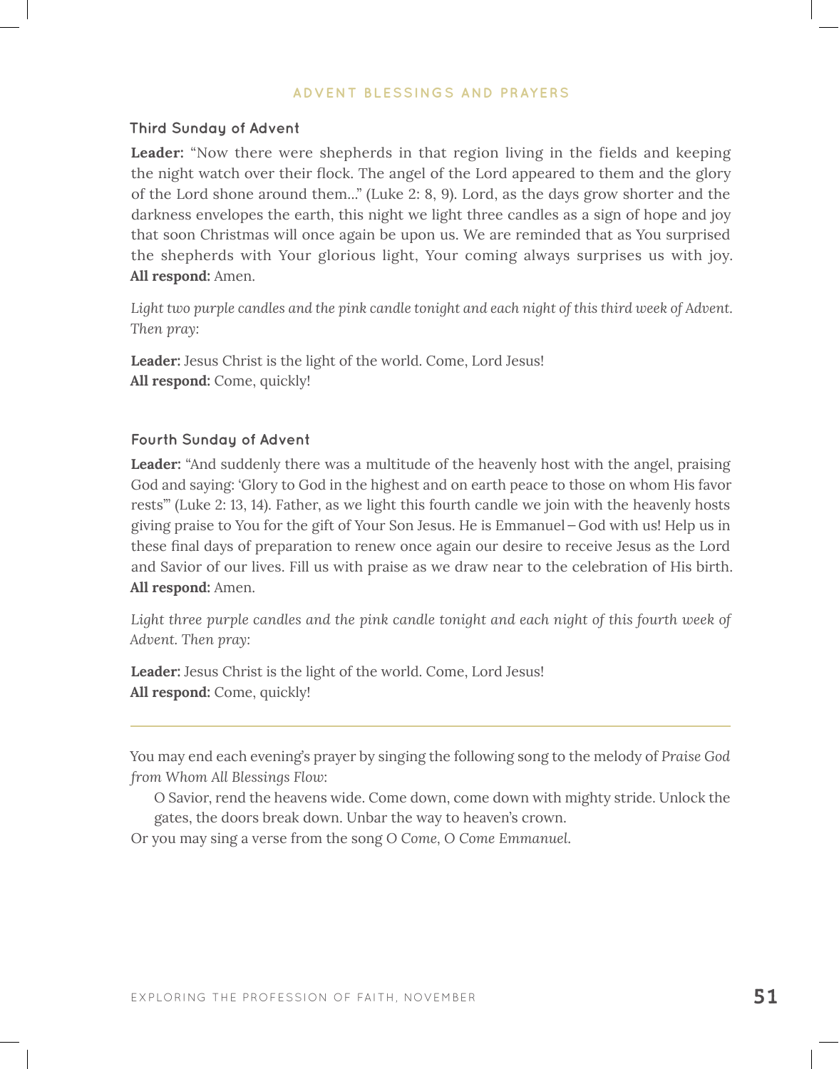### Third Sunday of Advent

**Leader:** "Now there were shepherds in that region living in the fields and keeping the night watch over their flock. The angel of the Lord appeared to them and the glory of the Lord shone around them..." (Luke 2: 8, 9). Lord, as the days grow shorter and the darkness envelopes the earth, this night we light three candles as a sign of hope and joy that soon Christmas will once again be upon us. We are reminded that as You surprised the shepherds with Your glorious light, Your coming always surprises us with joy. **All respond:** Amen.

*Light two purple candles and the pink candle tonight and each night of this third week of Advent. Then pray:*

**Leader:** Jesus Christ is the light of the world. Come, Lord Jesus!
**All respond:** Come, quickly!

### Fourth Sunday of Advent

**Leader:** "And suddenly there was a multitude of the heavenly host with the angel, praising God and saying: 'Glory to God in the highest and on earth peace to those on whom His favor rests'" (Luke 2: 13, 14). Father, as we light this fourth candle we join with the heavenly hosts giving praise to You for the gift of Your Son Jesus. He is Emmanuel – God with us! Help us in these final days of preparation to renew once again our desire to receive Jesus as the Lord and Savior of our lives. Fill us with praise as we draw near to the celebration of His birth. **All respond:** Amen.

*Light three purple candles and the pink candle tonight and each night of this fourth week of Advent. Then pray:*

**Leader:** Jesus Christ is the light of the world. Come, Lord Jesus!
**All respond:** Come, quickly!

---

You may end each evening's prayer by singing the following song to the melody of *Praise God from Whom All Blessings Flow*:

> O Savior, rend the heavens wide. Come down, come down with mighty stride. Unlock the gates, the doors break down. Unbar the way to heaven's crown.

Or you may sing a verse from the song *O Come, O Come Emmanuel*.